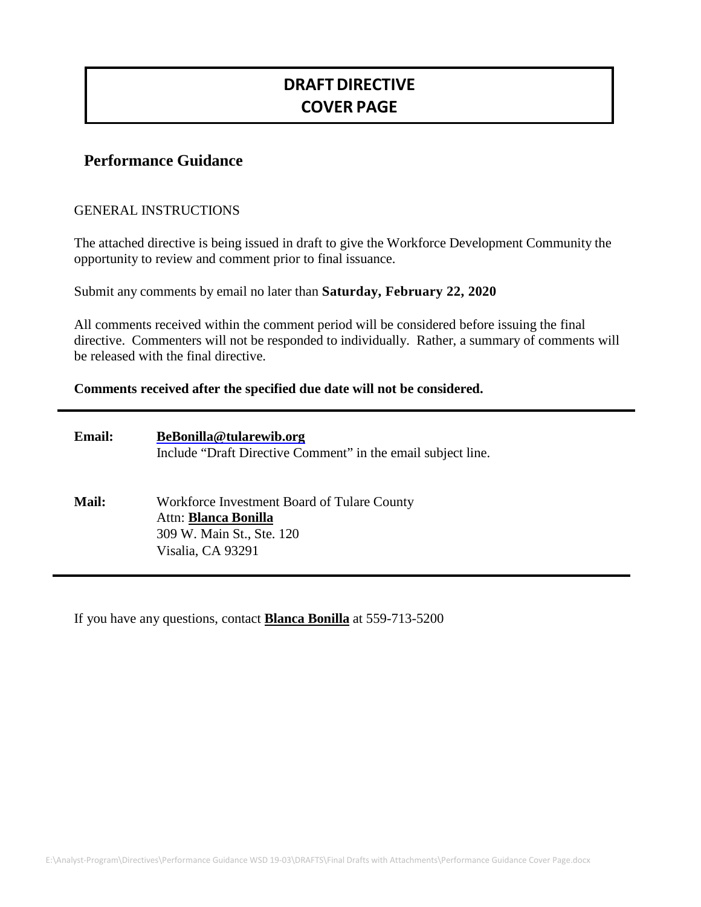# DRAFT DIRECTIVE
# COVER PAGE

## Performance Guidance

GENERAL INSTRUCTIONS

The attached directive is being issued in draft to give the Workforce Development Community the opportunity to review and comment prior to final issuance.

Submit any comments by email no later than **Saturday, February 22, 2020**

All comments received within the comment period will be considered before issuing the final directive. Commenters will not be responded to individually. Rather, a summary of comments will be released with the final directive.

**Comments received after the specified due date will not be considered.**

---

**Email:** **BeBonilla@tularewib.org**
Include "Draft Directive Comment" in the email subject line.

**Mail:** Workforce Investment Board of Tulare County
Attn: **Blanca Bonilla**
309 W. Main St., Ste. 120
Visalia, CA 93291

---

If you have any questions, contact **Blanca Bonilla** at 559-713-5200

E:\Analyst-Program\Directives\Performance Guidance WSD 19-03\DRAFTS\Final Drafts with Attachments\Performance Guidance Cover Page.docx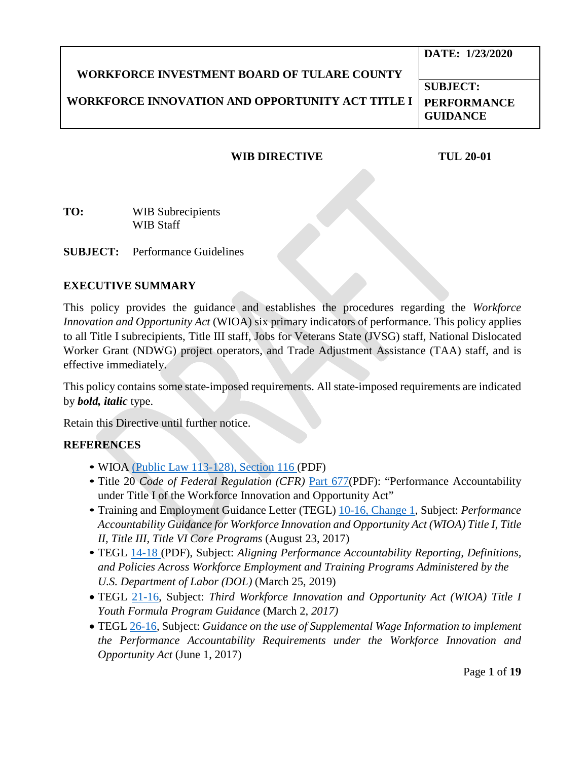| WORKFORCE INVESTMENT BOARD OF TULARE COUNTY<br><br>WORKFORCE INNOVATION AND OPPORTUNITY ACT TITLE I | **DATE: 1/23/2020** |
|---|---|
| | **SUBJECT: PERFORMANCE GUIDANCE** |

**WIB DIRECTIVE** **TUL 20-01**

**TO:** WIB Subrecipients
WIB Staff

**SUBJECT:** Performance Guidelines

## EXECUTIVE SUMMARY

This policy provides the guidance and establishes the procedures regarding the *Workforce Innovation and Opportunity Act* (WIOA) six primary indicators of performance. This policy applies to all Title I subrecipients, Title III staff, Jobs for Veterans State (JVSG) staff, National Dislocated Worker Grant (NDWG) project operators, and Trade Adjustment Assistance (TAA) staff, and is effective immediately.

This policy contains some state-imposed requirements. All state-imposed requirements are indicated by ***bold, italic*** type.

Retain this Directive until further notice.

## REFERENCES

- WIOA (Public Law 113-128), Section 116 (PDF)
- Title 20 *Code of Federal Regulation (CFR)* Part 677(PDF): "Performance Accountability under Title I of the Workforce Innovation and Opportunity Act"
- Training and Employment Guidance Letter (TEGL) 10-16, Change 1, Subject: *Performance Accountability Guidance for Workforce Innovation and Opportunity Act (WIOA) Title I, Title II, Title III, Title VI Core Programs* (August 23, 2017)
- TEGL 14-18 (PDF), Subject: *Aligning Performance Accountability Reporting, Definitions, and Policies Across Workforce Employment and Training Programs Administered by the U.S. Department of Labor (DOL)* (March 25, 2019)
- TEGL 21-16, Subject: *Third Workforce Innovation and Opportunity Act (WIOA) Title I Youth Formula Program Guidance* (March 2, *2017)*
- TEGL 26-16, Subject: *Guidance on the use of Supplemental Wage Information to implement the Performance Accountability Requirements under the Workforce Innovation and Opportunity Act* (June 1, 2017)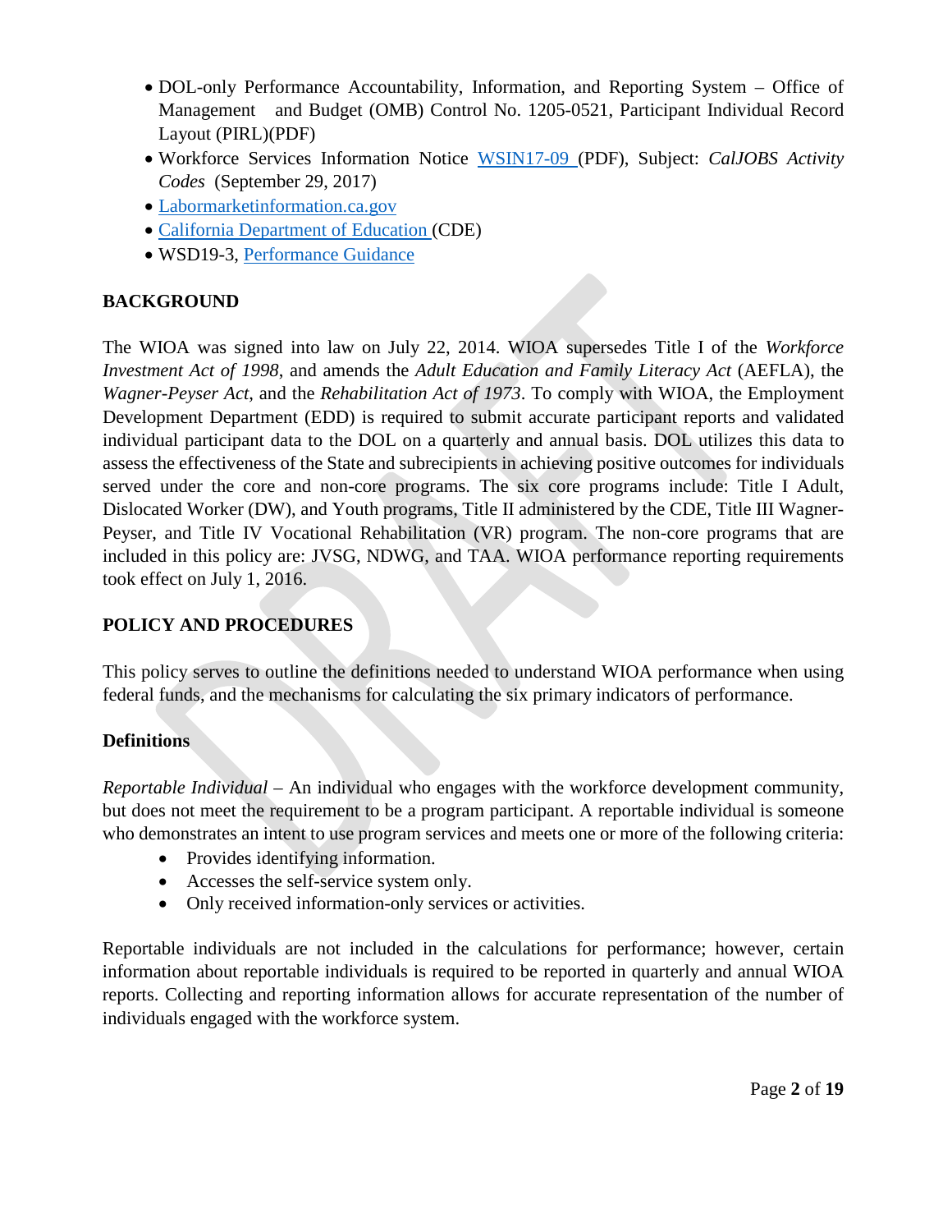- DOL-only Performance Accountability, Information, and Reporting System – Office of Management and Budget (OMB) Control No. 1205-0521, Participant Individual Record Layout (PIRL)(PDF)
- Workforce Services Information Notice WSIN17-09 (PDF), Subject: *CalJOBS Activity Codes* (September 29, 2017)
- Labormarketinformation.ca.gov
- California Department of Education (CDE)
- WSD19-3, Performance Guidance

## BACKGROUND

The WIOA was signed into law on July 22, 2014. WIOA supersedes Title I of the *Workforce Investment Act of 1998*, and amends the *Adult Education and Family Literacy Act* (AEFLA), the *Wagner-Peyser Act*, and the *Rehabilitation Act of 1973*. To comply with WIOA, the Employment Development Department (EDD) is required to submit accurate participant reports and validated individual participant data to the DOL on a quarterly and annual basis. DOL utilizes this data to assess the effectiveness of the State and subrecipients in achieving positive outcomes for individuals served under the core and non-core programs. The six core programs include: Title I Adult, Dislocated Worker (DW), and Youth programs, Title II administered by the CDE, Title III Wagner-Peyser, and Title IV Vocational Rehabilitation (VR) program. The non-core programs that are included in this policy are: JVSG, NDWG, and TAA. WIOA performance reporting requirements took effect on July 1, 2016.

## POLICY AND PROCEDURES

This policy serves to outline the definitions needed to understand WIOA performance when using federal funds, and the mechanisms for calculating the six primary indicators of performance.

### Definitions

*Reportable Individual* – An individual who engages with the workforce development community, but does not meet the requirement to be a program participant. A reportable individual is someone who demonstrates an intent to use program services and meets one or more of the following criteria:

- Provides identifying information.
- Accesses the self-service system only.
- Only received information-only services or activities.

Reportable individuals are not included in the calculations for performance; however, certain information about reportable individuals is required to be reported in quarterly and annual WIOA reports. Collecting and reporting information allows for accurate representation of the number of individuals engaged with the workforce system.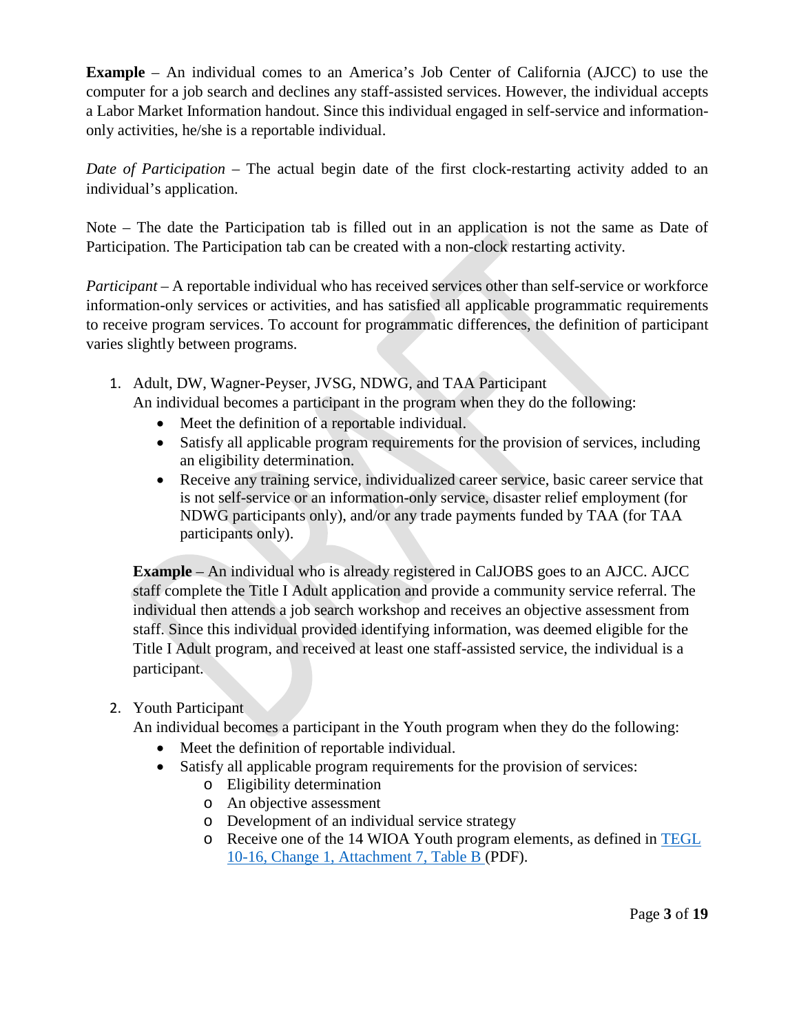**Example** – An individual comes to an America's Job Center of California (AJCC) to use the computer for a job search and declines any staff-assisted services. However, the individual accepts a Labor Market Information handout. Since this individual engaged in self-service and information-only activities, he/she is a reportable individual.

*Date of Participation* – The actual begin date of the first clock-restarting activity added to an individual's application.

Note – The date the Participation tab is filled out in an application is not the same as Date of Participation. The Participation tab can be created with a non-clock restarting activity.

*Participant* – A reportable individual who has received services other than self-service or workforce information-only services or activities, and has satisfied all applicable programmatic requirements to receive program services. To account for programmatic differences, the definition of participant varies slightly between programs.

1. Adult, DW, Wagner-Peyser, JVSG, NDWG, and TAA Participant
   An individual becomes a participant in the program when they do the following:
   - Meet the definition of a reportable individual.
   - Satisfy all applicable program requirements for the provision of services, including an eligibility determination.
   - Receive any training service, individualized career service, basic career service that is not self-service or an information-only service, disaster relief employment (for NDWG participants only), and/or any trade payments funded by TAA (for TAA participants only).

   **Example** – An individual who is already registered in CalJOBS goes to an AJCC. AJCC staff complete the Title I Adult application and provide a community service referral. The individual then attends a job search workshop and receives an objective assessment from staff. Since this individual provided identifying information, was deemed eligible for the Title I Adult program, and received at least one staff-assisted service, the individual is a participant.

2. Youth Participant
   An individual becomes a participant in the Youth program when they do the following:
   - Meet the definition of reportable individual.
   - Satisfy all applicable program requirements for the provision of services:
     - Eligibility determination
     - An objective assessment
     - Development of an individual service strategy
     - Receive one of the 14 WIOA Youth program elements, as defined in TEGL 10-16, Change 1, Attachment 7, Table B (PDF).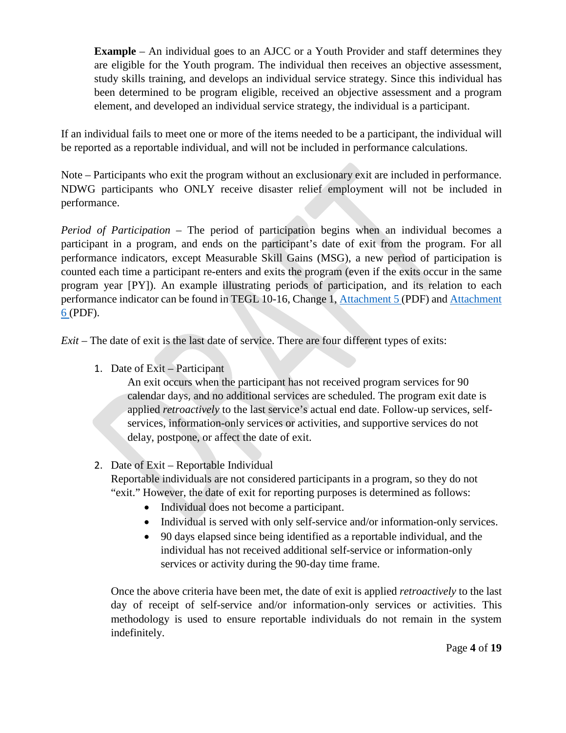**Example** – An individual goes to an AJCC or a Youth Provider and staff determines they are eligible for the Youth program. The individual then receives an objective assessment, study skills training, and develops an individual service strategy. Since this individual has been determined to be program eligible, received an objective assessment and a program element, and developed an individual service strategy, the individual is a participant.

If an individual fails to meet one or more of the items needed to be a participant, the individual will be reported as a reportable individual, and will not be included in performance calculations.

Note – Participants who exit the program without an exclusionary exit are included in performance. NDWG participants who ONLY receive disaster relief employment will not be included in performance.

*Period of Participation* – The period of participation begins when an individual becomes a participant in a program, and ends on the participant's date of exit from the program. For all performance indicators, except Measurable Skill Gains (MSG), a new period of participation is counted each time a participant re-enters and exits the program (even if the exits occur in the same program year [PY]). An example illustrating periods of participation, and its relation to each performance indicator can be found in TEGL 10-16, Change 1, Attachment 5 (PDF) and Attachment 6 (PDF).

*Exit* – The date of exit is the last date of service. There are four different types of exits:

1. Date of Exit – Participant
   An exit occurs when the participant has not received program services for 90 calendar days, and no additional services are scheduled. The program exit date is applied *retroactively* to the last service's actual end date. Follow-up services, self-services, information-only services or activities, and supportive services do not delay, postpone, or affect the date of exit.

2. Date of Exit – Reportable Individual
   Reportable individuals are not considered participants in a program, so they do not "exit." However, the date of exit for reporting purposes is determined as follows:
   - Individual does not become a participant.
   - Individual is served with only self-service and/or information-only services.
   - 90 days elapsed since being identified as a reportable individual, and the individual has not received additional self-service or information-only services or activity during the 90-day time frame.

   Once the above criteria have been met, the date of exit is applied *retroactively* to the last day of receipt of self-service and/or information-only services or activities. This methodology is used to ensure reportable individuals do not remain in the system indefinitely.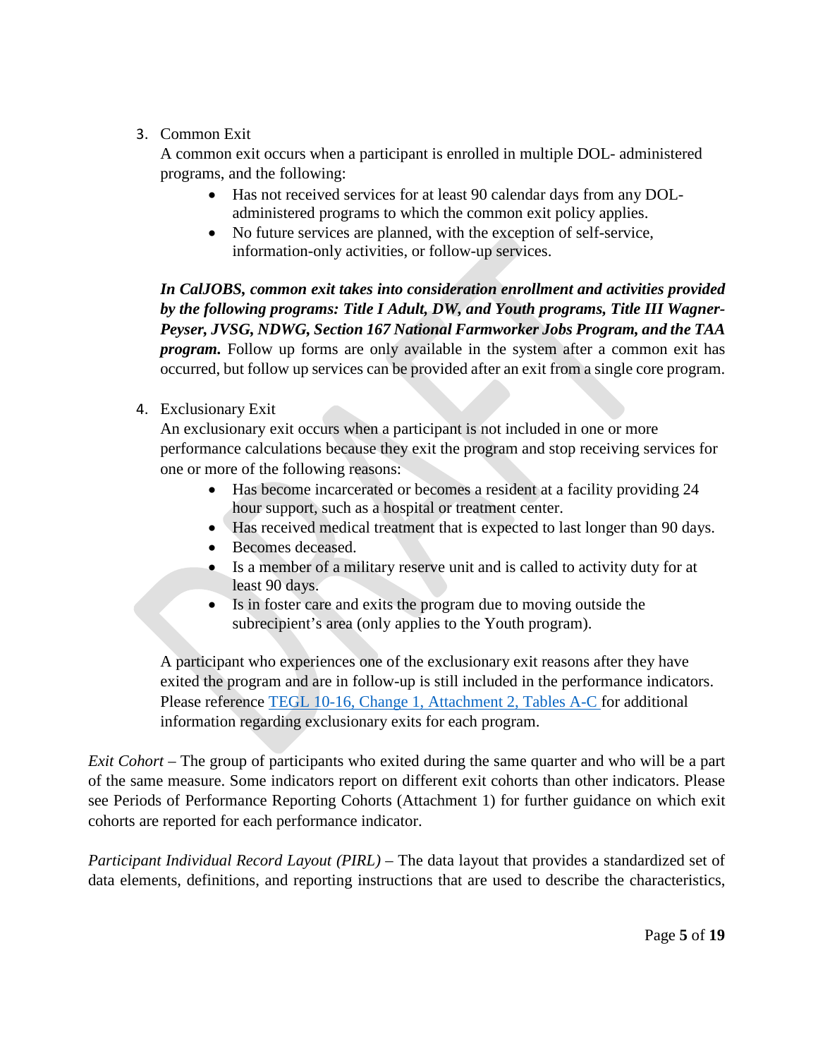3. Common Exit

   A common exit occurs when a participant is enrolled in multiple DOL- administered programs, and the following:

   - Has not received services for at least 90 calendar days from any DOL-administered programs to which the common exit policy applies.
   - No future services are planned, with the exception of self-service, information-only activities, or follow-up services.

   ***In CalJOBS, common exit takes into consideration enrollment and activities provided by the following programs: Title I Adult, DW, and Youth programs, Title III Wagner-Peyser, JVSG, NDWG, Section 167 National Farmworker Jobs Program, and the TAA program.*** Follow up forms are only available in the system after a common exit has occurred, but follow up services can be provided after an exit from a single core program.

4. Exclusionary Exit

   An exclusionary exit occurs when a participant is not included in one or more performance calculations because they exit the program and stop receiving services for one or more of the following reasons:

   - Has become incarcerated or becomes a resident at a facility providing 24 hour support, such as a hospital or treatment center.
   - Has received medical treatment that is expected to last longer than 90 days.
   - Becomes deceased.
   - Is a member of a military reserve unit and is called to activity duty for at least 90 days.
   - Is in foster care and exits the program due to moving outside the subrecipient's area (only applies to the Youth program).

   A participant who experiences one of the exclusionary exit reasons after they have exited the program and are in follow-up is still included in the performance indicators. Please reference TEGL 10-16, Change 1, Attachment 2, Tables A-C for additional information regarding exclusionary exits for each program.

*Exit Cohort* – The group of participants who exited during the same quarter and who will be a part of the same measure. Some indicators report on different exit cohorts than other indicators. Please see Periods of Performance Reporting Cohorts (Attachment 1) for further guidance on which exit cohorts are reported for each performance indicator.

*Participant Individual Record Layout (PIRL)* – The data layout that provides a standardized set of data elements, definitions, and reporting instructions that are used to describe the characteristics,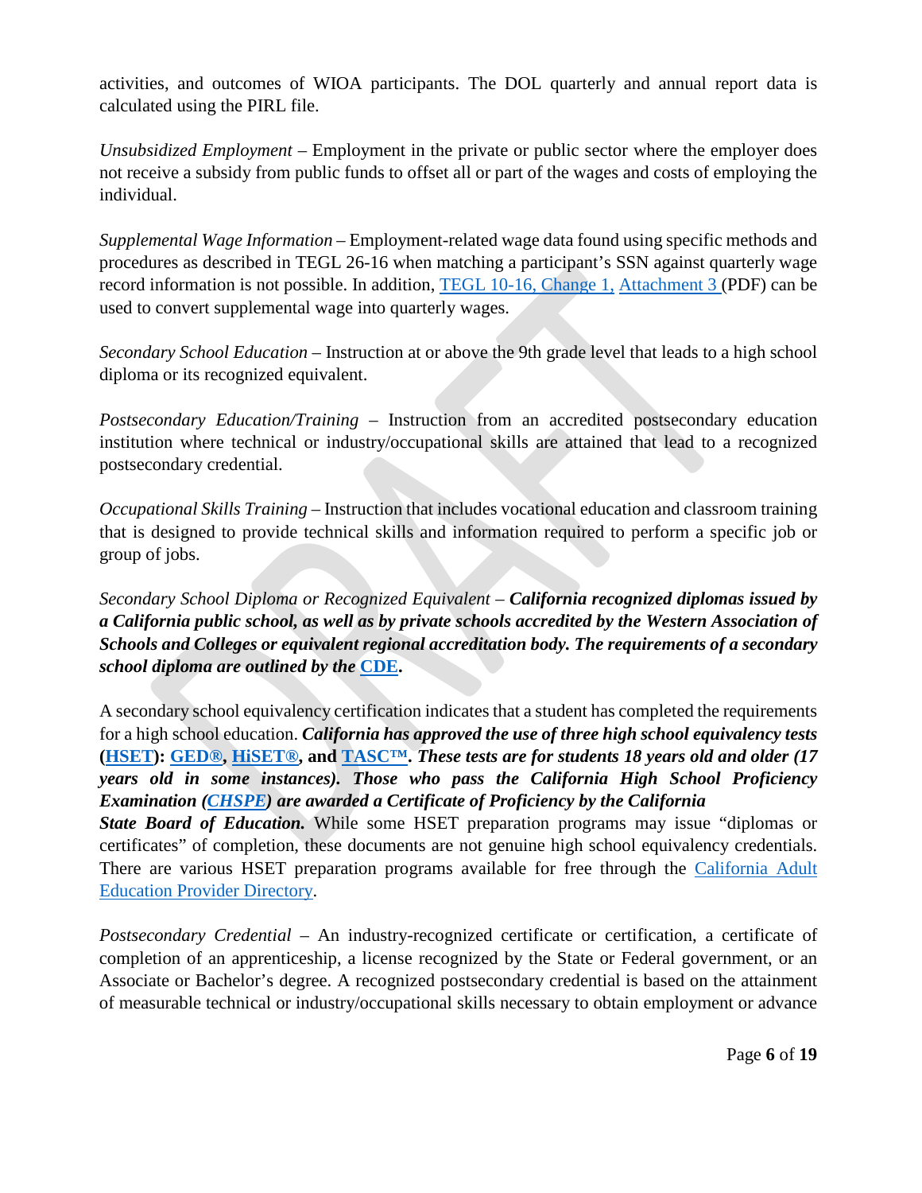activities, and outcomes of WIOA participants. The DOL quarterly and annual report data is calculated using the PIRL file.

*Unsubsidized Employment* – Employment in the private or public sector where the employer does not receive a subsidy from public funds to offset all or part of the wages and costs of employing the individual.

*Supplemental Wage Information* – Employment-related wage data found using specific methods and procedures as described in TEGL 26-16 when matching a participant's SSN against quarterly wage record information is not possible. In addition, TEGL 10-16, Change 1, Attachment 3 (PDF) can be used to convert supplemental wage into quarterly wages.

*Secondary School Education* – Instruction at or above the 9th grade level that leads to a high school diploma or its recognized equivalent.

*Postsecondary Education/Training* – Instruction from an accredited postsecondary education institution where technical or industry/occupational skills are attained that lead to a recognized postsecondary credential.

*Occupational Skills Training* – Instruction that includes vocational education and classroom training that is designed to provide technical skills and information required to perform a specific job or group of jobs.

*Secondary School Diploma or Recognized Equivalent* – ***California recognized diplomas issued by a California public school, as well as by private schools accredited by the Western Association of Schools and Colleges or equivalent regional accreditation body. The requirements of a secondary school diploma are outlined by the CDE.***

A secondary school equivalency certification indicates that a student has completed the requirements for a high school education. ***California has approved the use of three high school equivalency tests*** **(HSET): GED®, HiSET®, and TASC™.** ***These tests are for students 18 years old and older (17 years old in some instances). Those who pass the California High School Proficiency Examination (CHSPE) are awarded a Certificate of Proficiency by the California State Board of Education.*** While some HSET preparation programs may issue "diplomas or certificates" of completion, these documents are not genuine high school equivalency credentials. There are various HSET preparation programs available for free through the California Adult Education Provider Directory.

*Postsecondary Credential* – An industry-recognized certificate or certification, a certificate of completion of an apprenticeship, a license recognized by the State or Federal government, or an Associate or Bachelor's degree. A recognized postsecondary credential is based on the attainment of measurable technical or industry/occupational skills necessary to obtain employment or advance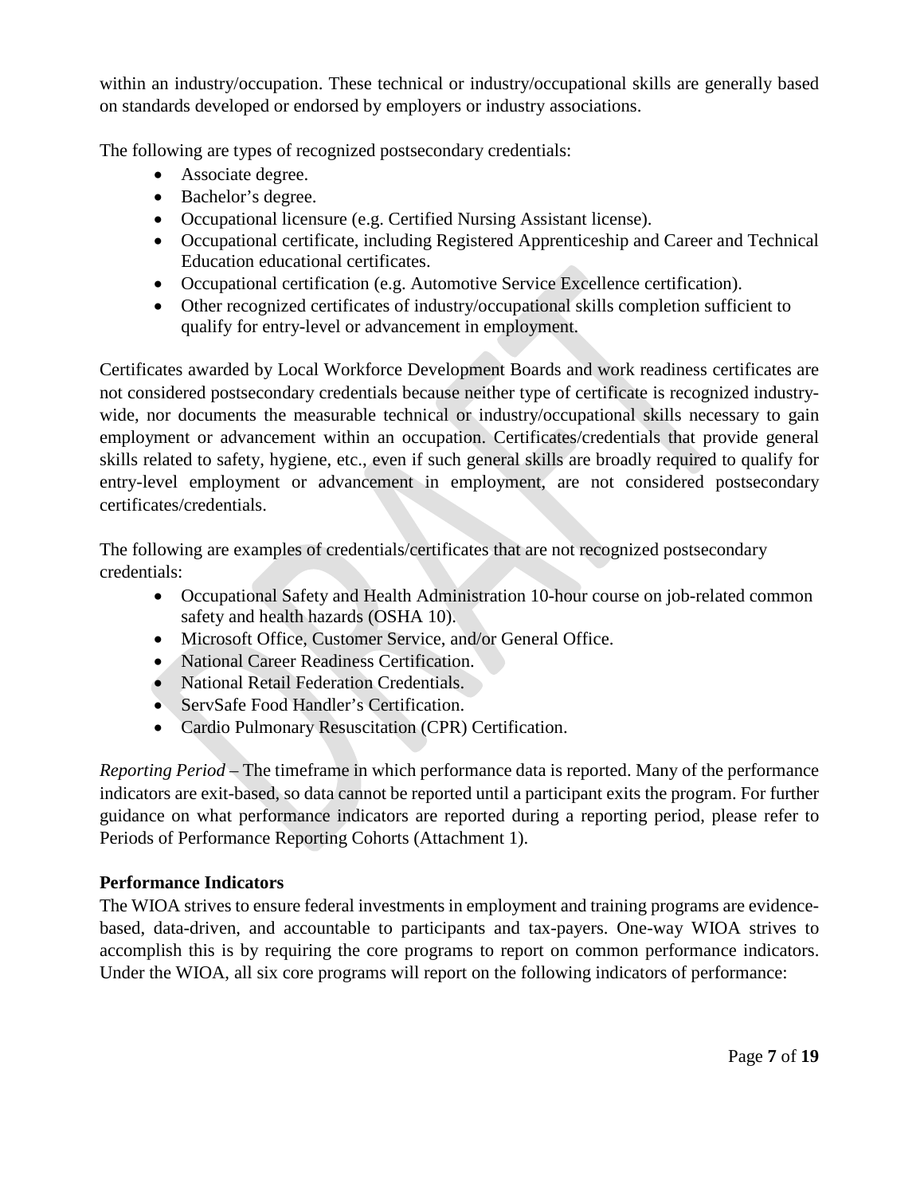within an industry/occupation. These technical or industry/occupational skills are generally based on standards developed or endorsed by employers or industry associations.

The following are types of recognized postsecondary credentials:

- Associate degree.
- Bachelor's degree.
- Occupational licensure (e.g. Certified Nursing Assistant license).
- Occupational certificate, including Registered Apprenticeship and Career and Technical Education educational certificates.
- Occupational certification (e.g. Automotive Service Excellence certification).
- Other recognized certificates of industry/occupational skills completion sufficient to qualify for entry-level or advancement in employment.

Certificates awarded by Local Workforce Development Boards and work readiness certificates are not considered postsecondary credentials because neither type of certificate is recognized industry-wide, nor documents the measurable technical or industry/occupational skills necessary to gain employment or advancement within an occupation. Certificates/credentials that provide general skills related to safety, hygiene, etc., even if such general skills are broadly required to qualify for entry-level employment or advancement in employment, are not considered postsecondary certificates/credentials.

The following are examples of credentials/certificates that are not recognized postsecondary credentials:

- Occupational Safety and Health Administration 10-hour course on job-related common safety and health hazards (OSHA 10).
- Microsoft Office, Customer Service, and/or General Office.
- National Career Readiness Certification.
- National Retail Federation Credentials.
- ServSafe Food Handler's Certification.
- Cardio Pulmonary Resuscitation (CPR) Certification.

*Reporting Period* – The timeframe in which performance data is reported. Many of the performance indicators are exit-based, so data cannot be reported until a participant exits the program. For further guidance on what performance indicators are reported during a reporting period, please refer to Periods of Performance Reporting Cohorts (Attachment 1).

**Performance Indicators**

The WIOA strives to ensure federal investments in employment and training programs are evidence-based, data-driven, and accountable to participants and tax-payers. One-way WIOA strives to accomplish this is by requiring the core programs to report on common performance indicators. Under the WIOA, all six core programs will report on the following indicators of performance: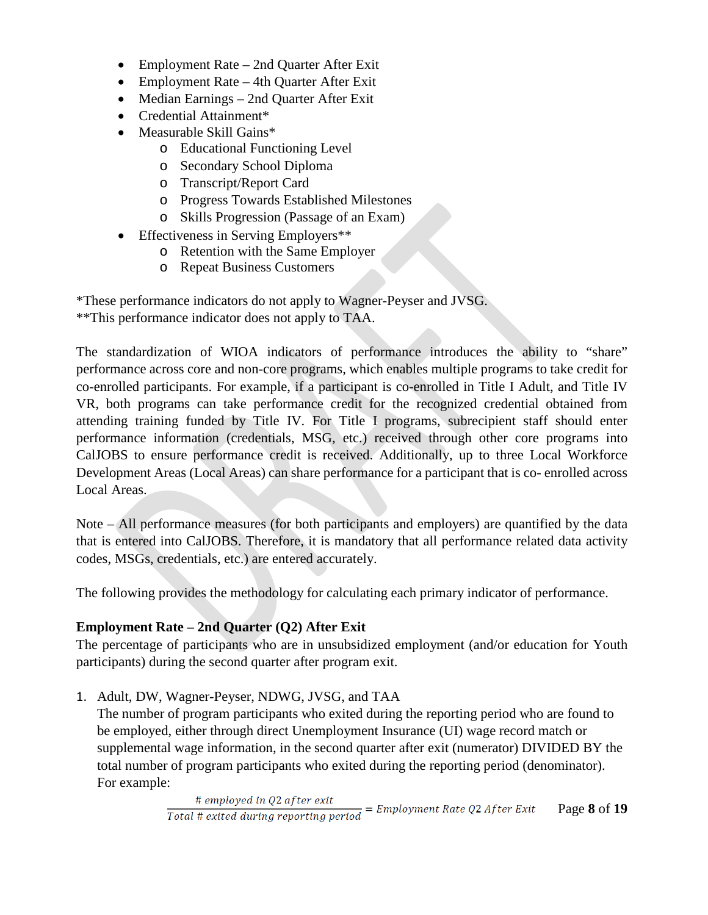- Employment Rate – 2nd Quarter After Exit
- Employment Rate – 4th Quarter After Exit
- Median Earnings – 2nd Quarter After Exit
- Credential Attainment*
- Measurable Skill Gains*
  - Educational Functioning Level
  - Secondary School Diploma
  - Transcript/Report Card
  - Progress Towards Established Milestones
  - Skills Progression (Passage of an Exam)
- Effectiveness in Serving Employers**
  - Retention with the Same Employer
  - Repeat Business Customers

*These performance indicators do not apply to Wagner-Peyser and JVSG.
**This performance indicator does not apply to TAA.

The standardization of WIOA indicators of performance introduces the ability to "share" performance across core and non-core programs, which enables multiple programs to take credit for co-enrolled participants. For example, if a participant is co-enrolled in Title I Adult, and Title IV VR, both programs can take performance credit for the recognized credential obtained from attending training funded by Title IV. For Title I programs, subrecipient staff should enter performance information (credentials, MSG, etc.) received through other core programs into CalJOBS to ensure performance credit is received. Additionally, up to three Local Workforce Development Areas (Local Areas) can share performance for a participant that is co- enrolled across Local Areas.

Note – All performance measures (for both participants and employers) are quantified by the data that is entered into CalJOBS. Therefore, it is mandatory that all performance related data activity codes, MSGs, credentials, etc.) are entered accurately.

The following provides the methodology for calculating each primary indicator of performance.

**Employment Rate – 2nd Quarter (Q2) After Exit**
The percentage of participants who are in unsubsidized employment (and/or education for Youth participants) during the second quarter after program exit.

1. Adult, DW, Wagner-Peyser, NDWG, JVSG, and TAA
   The number of program participants who exited during the reporting period who are found to be employed, either through direct Unemployment Insurance (UI) wage record match or supplemental wage information, in the second quarter after exit (numerator) DIVIDED BY the total number of program participants who exited during the reporting period (denominator). For example:

$$\frac{\#\ employed\ in\ Q2\ after\ exit}{Total\ \#\ exited\ during\ reporting\ period} = Employment\ Rate\ Q2\ After\ Exit$$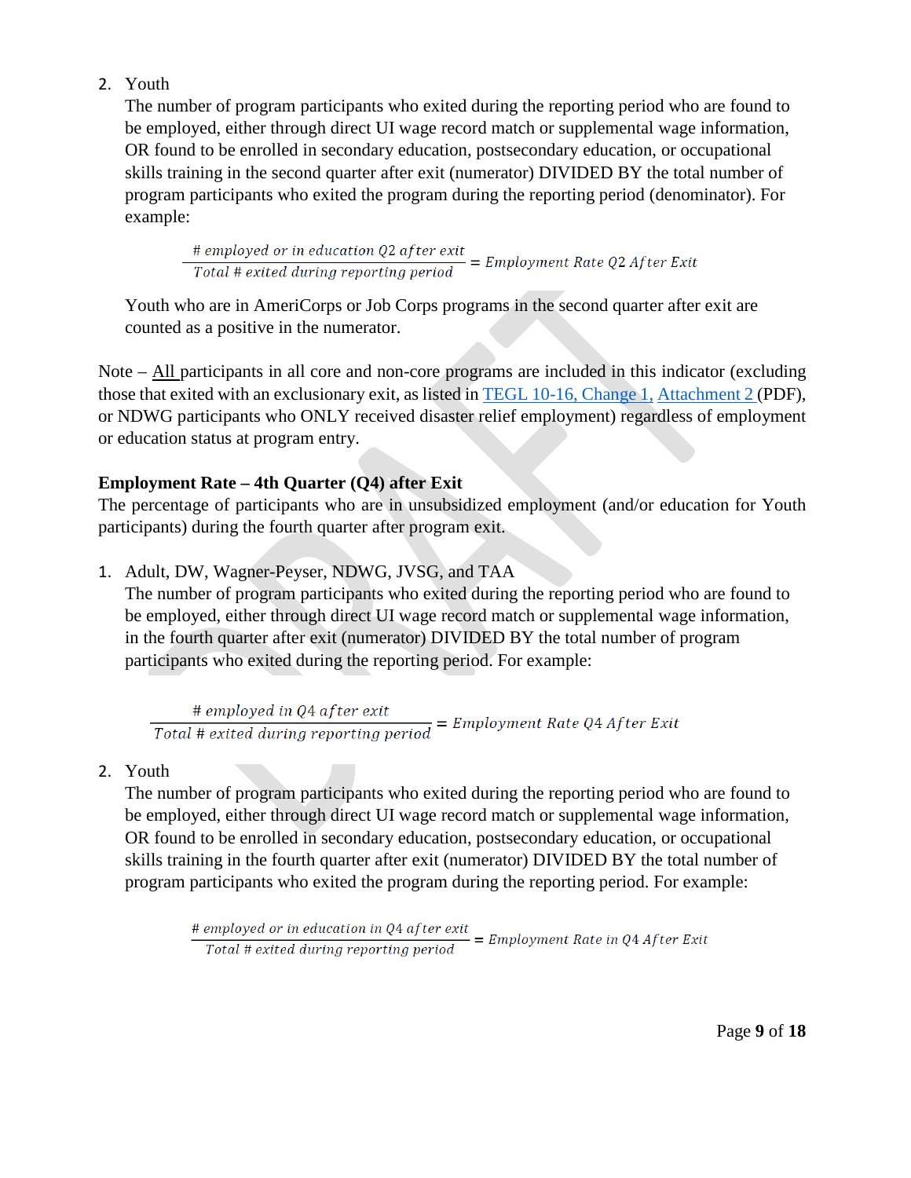2. Youth

   The number of program participants who exited during the reporting period who are found to be employed, either through direct UI wage record match or supplemental wage information, OR found to be enrolled in secondary education, postsecondary education, or occupational skills training in the second quarter after exit (numerator) DIVIDED BY the total number of program participants who exited the program during the reporting period (denominator). For example:

   $$\frac{\text{\# employed or in education Q2 after exit}}{\text{Total \# exited during reporting period}} = \text{Employment Rate Q2 After Exit}$$

   Youth who are in AmeriCorps or Job Corps programs in the second quarter after exit are counted as a positive in the numerator.

Note – All participants in all core and non-core programs are included in this indicator (excluding those that exited with an exclusionary exit, as listed in TEGL 10-16, Change 1, Attachment 2 (PDF), or NDWG participants who ONLY received disaster relief employment) regardless of employment or education status at program entry.

**Employment Rate – 4th Quarter (Q4) after Exit**

The percentage of participants who are in unsubsidized employment (and/or education for Youth participants) during the fourth quarter after program exit.

1. Adult, DW, Wagner-Peyser, NDWG, JVSG, and TAA

   The number of program participants who exited during the reporting period who are found to be employed, either through direct UI wage record match or supplemental wage information, in the fourth quarter after exit (numerator) DIVIDED BY the total number of program participants who exited during the reporting period. For example:

   $$\frac{\text{\# employed in Q4 after exit}}{\text{Total \# exited during reporting period}} = \text{Employment Rate Q4 After Exit}$$

2. Youth

   The number of program participants who exited during the reporting period who are found to be employed, either through direct UI wage record match or supplemental wage information, OR found to be enrolled in secondary education, postsecondary education, or occupational skills training in the fourth quarter after exit (numerator) DIVIDED BY the total number of program participants who exited the program during the reporting period. For example:

   $$\frac{\text{\# employed or in education in Q4 after exit}}{\text{Total \# exited during reporting period}} = \text{Employment Rate in Q4 After Exit}$$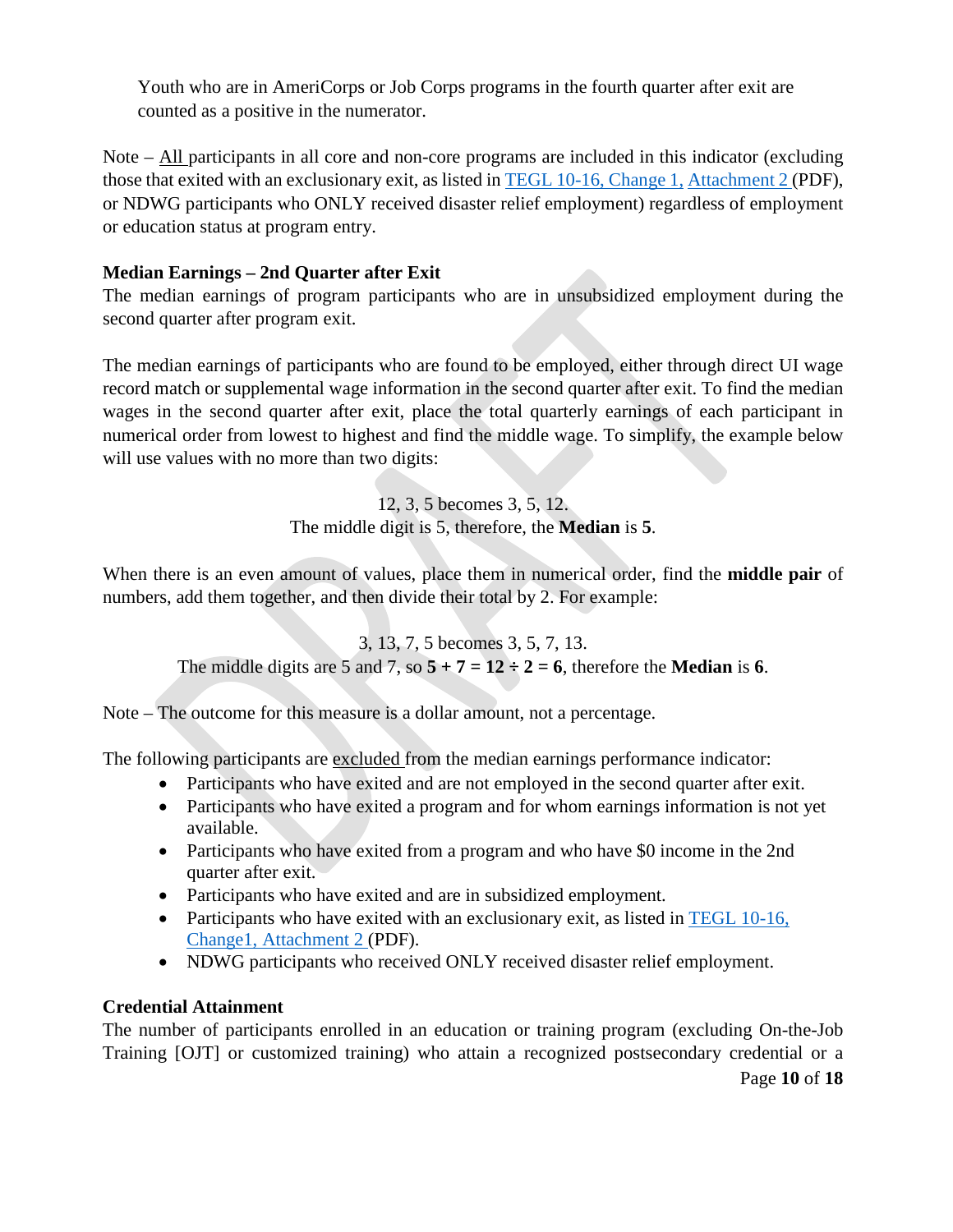Youth who are in AmeriCorps or Job Corps programs in the fourth quarter after exit are counted as a positive in the numerator.

Note – All participants in all core and non-core programs are included in this indicator (excluding those that exited with an exclusionary exit, as listed in [TEGL 10-16, Change 1, Attachment 2](#) (PDF), or NDWG participants who ONLY received disaster relief employment) regardless of employment or education status at program entry.

### Median Earnings – 2nd Quarter after Exit

The median earnings of program participants who are in unsubsidized employment during the second quarter after program exit.

The median earnings of participants who are found to be employed, either through direct UI wage record match or supplemental wage information in the second quarter after exit. To find the median wages in the second quarter after exit, place the total quarterly earnings of each participant in numerical order from lowest to highest and find the middle wage. To simplify, the example below will use values with no more than two digits:

12, 3, 5 becomes 3, 5, 12.
The middle digit is 5, therefore, the **Median** is **5**.

When there is an even amount of values, place them in numerical order, find the **middle pair** of numbers, add them together, and then divide their total by 2. For example:

3, 13, 7, 5 becomes 3, 5, 7, 13.
The middle digits are 5 and 7, so **5 + 7 = 12 ÷ 2 = 6**, therefore the **Median** is **6**.

Note – The outcome for this measure is a dollar amount, not a percentage.

The following participants are excluded from the median earnings performance indicator:

- Participants who have exited and are not employed in the second quarter after exit.
- Participants who have exited a program and for whom earnings information is not yet available.
- Participants who have exited from a program and who have $0 income in the 2nd quarter after exit.
- Participants who have exited and are in subsidized employment.
- Participants who have exited with an exclusionary exit, as listed in [TEGL 10-16, Change1, Attachment 2](#) (PDF).
- NDWG participants who received ONLY received disaster relief employment.

### Credential Attainment

The number of participants enrolled in an education or training program (excluding On-the-Job Training [OJT] or customized training) who attain a recognized postsecondary credential or a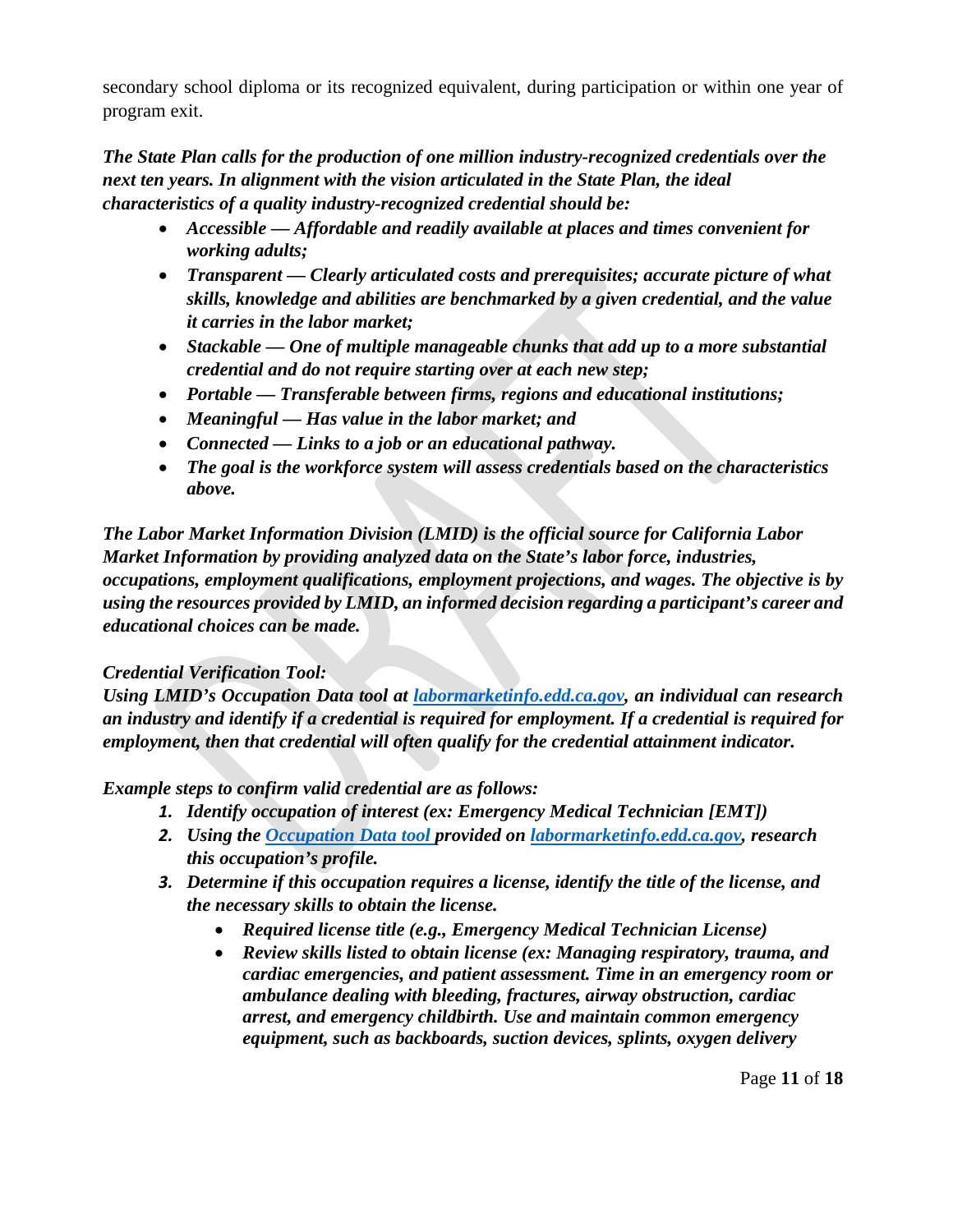secondary school diploma or its recognized equivalent, during participation or within one year of program exit.

***The State Plan calls for the production of one million industry-recognized credentials over the next ten years. In alignment with the vision articulated in the State Plan, the ideal characteristics of a quality industry-recognized credential should be:***

- ***Accessible — Affordable and readily available at places and times convenient for working adults;***
- ***Transparent — Clearly articulated costs and prerequisites; accurate picture of what skills, knowledge and abilities are benchmarked by a given credential, and the value it carries in the labor market;***
- ***Stackable — One of multiple manageable chunks that add up to a more substantial credential and do not require starting over at each new step;***
- ***Portable — Transferable between firms, regions and educational institutions;***
- ***Meaningful — Has value in the labor market; and***
- ***Connected — Links to a job or an educational pathway.***
- ***The goal is the workforce system will assess credentials based on the characteristics above.***

***The Labor Market Information Division (LMID) is the official source for California Labor Market Information by providing analyzed data on the State's labor force, industries, occupations, employment qualifications, employment projections, and wages. The objective is by using the resources provided by LMID, an informed decision regarding a participant's career and educational choices can be made.***

*Credential Verification Tool:*

***Using LMID's Occupation Data tool at [labormarketinfo.edd.ca.gov](labormarketinfo.edd.ca.gov), an individual can research an industry and identify if a credential is required for employment. If a credential is required for employment, then that credential will often qualify for the credential attainment indicator.***

***Example steps to confirm valid credential are as follows:***

1. ***Identify occupation of interest (ex: Emergency Medical Technician [EMT])***
2. ***Using the [Occupation Data tool](Occupation Data tool) provided on [labormarketinfo.edd.ca.gov](labormarketinfo.edd.ca.gov), research this occupation's profile.***
3. ***Determine if this occupation requires a license, identify the title of the license, and the necessary skills to obtain the license.***
    - ***Required license title (e.g., Emergency Medical Technician License)***
    - ***Review skills listed to obtain license (ex: Managing respiratory, trauma, and cardiac emergencies, and patient assessment. Time in an emergency room or ambulance dealing with bleeding, fractures, airway obstruction, cardiac arrest, and emergency childbirth. Use and maintain common emergency equipment, such as backboards, suction devices, splints, oxygen delivery***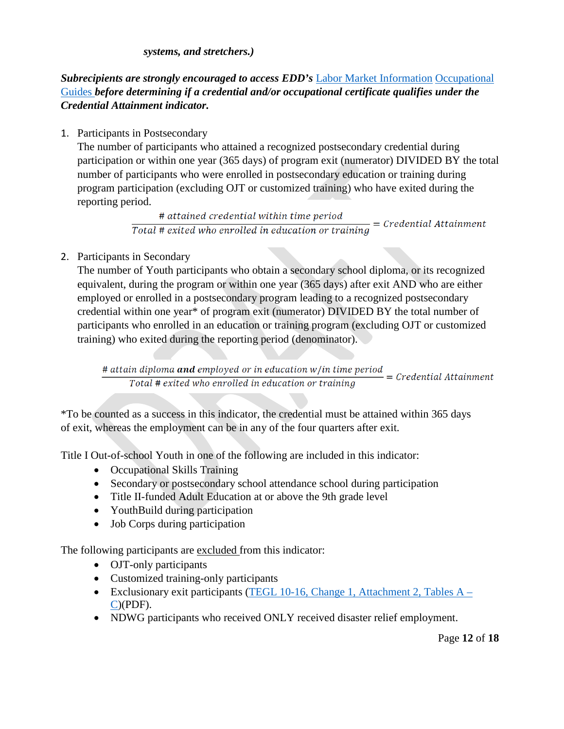*systems, and stretchers.)*

***Subrecipients are strongly encouraged to access EDD's* Labor Market Information Occupational Guides *before determining if a credential and/or occupational certificate qualifies under the Credential Attainment indicator.***

1. Participants in Postsecondary
   The number of participants who attained a recognized postsecondary credential during participation or within one year (365 days) of program exit (numerator) DIVIDED BY the total number of participants who were enrolled in postsecondary education or training during program participation (excluding OJT or customized training) who have exited during the reporting period.

$$\frac{\#\ attained\ credential\ within\ time\ period}{Total\ \#\ exited\ who\ enrolled\ in\ education\ or\ training} = Credential\ Attainment$$

2. Participants in Secondary
   The number of Youth participants who obtain a secondary school diploma, or its recognized equivalent, during the program or within one year (365 days) after exit AND who are either employed or enrolled in a postsecondary program leading to a recognized postsecondary credential within one year* of program exit (numerator) DIVIDED BY the total number of participants who enrolled in an education or training program (excluding OJT or customized training) who exited during the reporting period (denominator).

$$\frac{\#\ attain\ diploma\ \textbf{and}\ employed\ or\ in\ education\ w/in\ time\ period}{Total\ \#\ exited\ who\ enrolled\ in\ education\ or\ training} = Credential\ Attainment$$

*To be counted as a success in this indicator, the credential must be attained within 365 days of exit, whereas the employment can be in any of the four quarters after exit.

Title I Out-of-school Youth in one of the following are included in this indicator:

- Occupational Skills Training
- Secondary or postsecondary school attendance school during participation
- Title II-funded Adult Education at or above the 9th grade level
- YouthBuild during participation
- Job Corps during participation

The following participants are excluded from this indicator:

- OJT-only participants
- Customized training-only participants
- Exclusionary exit participants (TEGL 10-16, Change 1, Attachment 2, Tables A – C)(PDF).
- NDWG participants who received ONLY received disaster relief employment.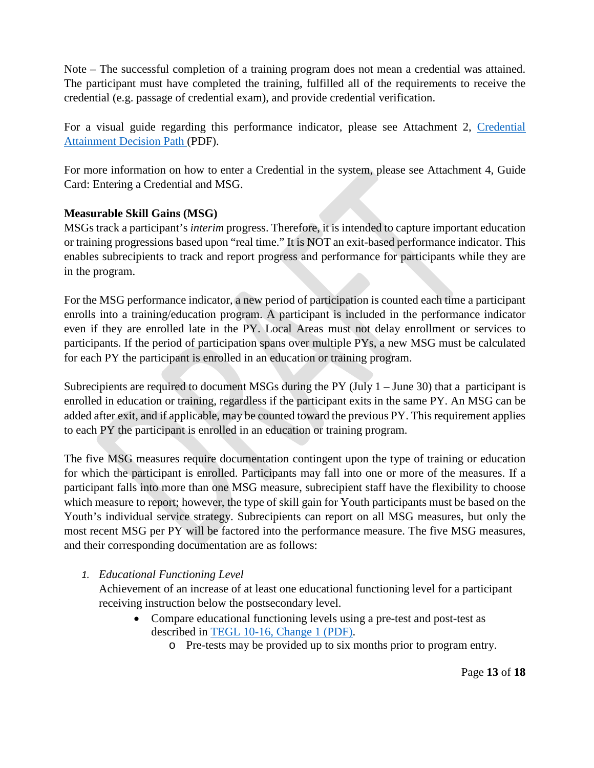Note – The successful completion of a training program does not mean a credential was attained. The participant must have completed the training, fulfilled all of the requirements to receive the credential (e.g. passage of credential exam), and provide credential verification.

For a visual guide regarding this performance indicator, please see Attachment 2, [Credential Attainment Decision Path](#) (PDF).

For more information on how to enter a Credential in the system, please see Attachment 4, Guide Card: Entering a Credential and MSG.

**Measurable Skill Gains (MSG)**

MSGs track a participant's *interim* progress. Therefore, it is intended to capture important education or training progressions based upon "real time." It is NOT an exit-based performance indicator. This enables subrecipients to track and report progress and performance for participants while they are in the program.

For the MSG performance indicator, a new period of participation is counted each time a participant enrolls into a training/education program. A participant is included in the performance indicator even if they are enrolled late in the PY. Local Areas must not delay enrollment or services to participants. If the period of participation spans over multiple PYs, a new MSG must be calculated for each PY the participant is enrolled in an education or training program.

Subrecipients are required to document MSGs during the PY (July 1 – June 30) that a participant is enrolled in education or training, regardless if the participant exits in the same PY. An MSG can be added after exit, and if applicable, may be counted toward the previous PY. This requirement applies to each PY the participant is enrolled in an education or training program.

The five MSG measures require documentation contingent upon the type of training or education for which the participant is enrolled. Participants may fall into one or more of the measures. If a participant falls into more than one MSG measure, subrecipient staff have the flexibility to choose which measure to report; however, the type of skill gain for Youth participants must be based on the Youth's individual service strategy. Subrecipients can report on all MSG measures, but only the most recent MSG per PY will be factored into the performance measure. The five MSG measures, and their corresponding documentation are as follows:

1. *Educational Functioning Level*
   Achievement of an increase of at least one educational functioning level for a participant receiving instruction below the postsecondary level.
   - Compare educational functioning levels using a pre-test and post-test as described in [TEGL 10-16, Change 1 (PDF)](#).
     - Pre-tests may be provided up to six months prior to program entry.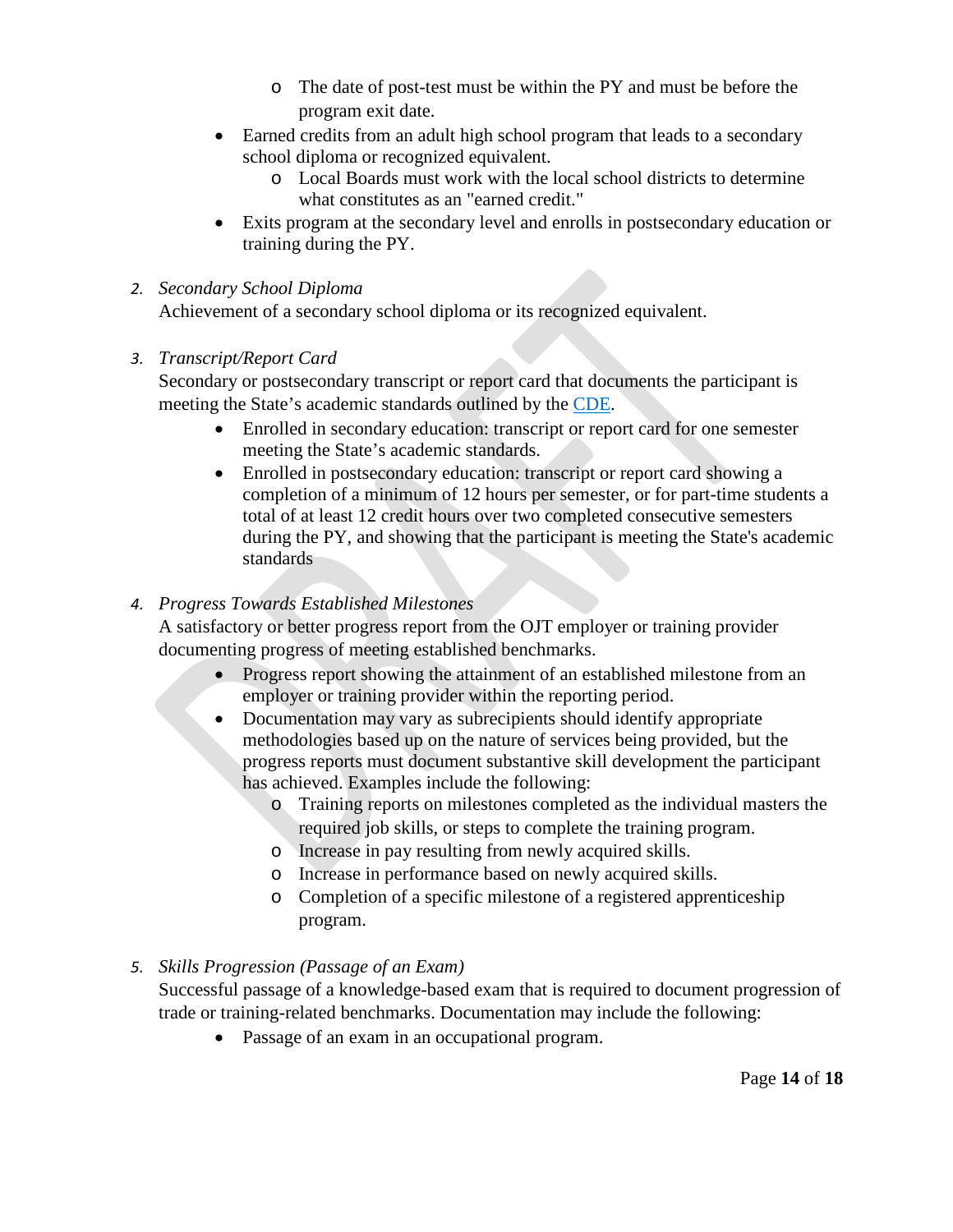- The date of post-test must be within the PY and must be before the program exit date.
- Earned credits from an adult high school program that leads to a secondary school diploma or recognized equivalent.
    - Local Boards must work with the local school districts to determine what constitutes as an "earned credit."
- Exits program at the secondary level and enrolls in postsecondary education or training during the PY.

2. *Secondary School Diploma*
   Achievement of a secondary school diploma or its recognized equivalent.

3. *Transcript/Report Card*
   Secondary or postsecondary transcript or report card that documents the participant is meeting the State's academic standards outlined by the CDE.
    - Enrolled in secondary education: transcript or report card for one semester meeting the State's academic standards.
    - Enrolled in postsecondary education: transcript or report card showing a completion of a minimum of 12 hours per semester, or for part-time students a total of at least 12 credit hours over two completed consecutive semesters during the PY, and showing that the participant is meeting the State's academic standards

4. *Progress Towards Established Milestones*
   A satisfactory or better progress report from the OJT employer or training provider documenting progress of meeting established benchmarks.
    - Progress report showing the attainment of an established milestone from an employer or training provider within the reporting period.
    - Documentation may vary as subrecipients should identify appropriate methodologies based up on the nature of services being provided, but the progress reports must document substantive skill development the participant has achieved. Examples include the following:
        - Training reports on milestones completed as the individual masters the required job skills, or steps to complete the training program.
        - Increase in pay resulting from newly acquired skills.
        - Increase in performance based on newly acquired skills.
        - Completion of a specific milestone of a registered apprenticeship program.

5. *Skills Progression (Passage of an Exam)*
   Successful passage of a knowledge-based exam that is required to document progression of trade or training-related benchmarks. Documentation may include the following:
    - Passage of an exam in an occupational program.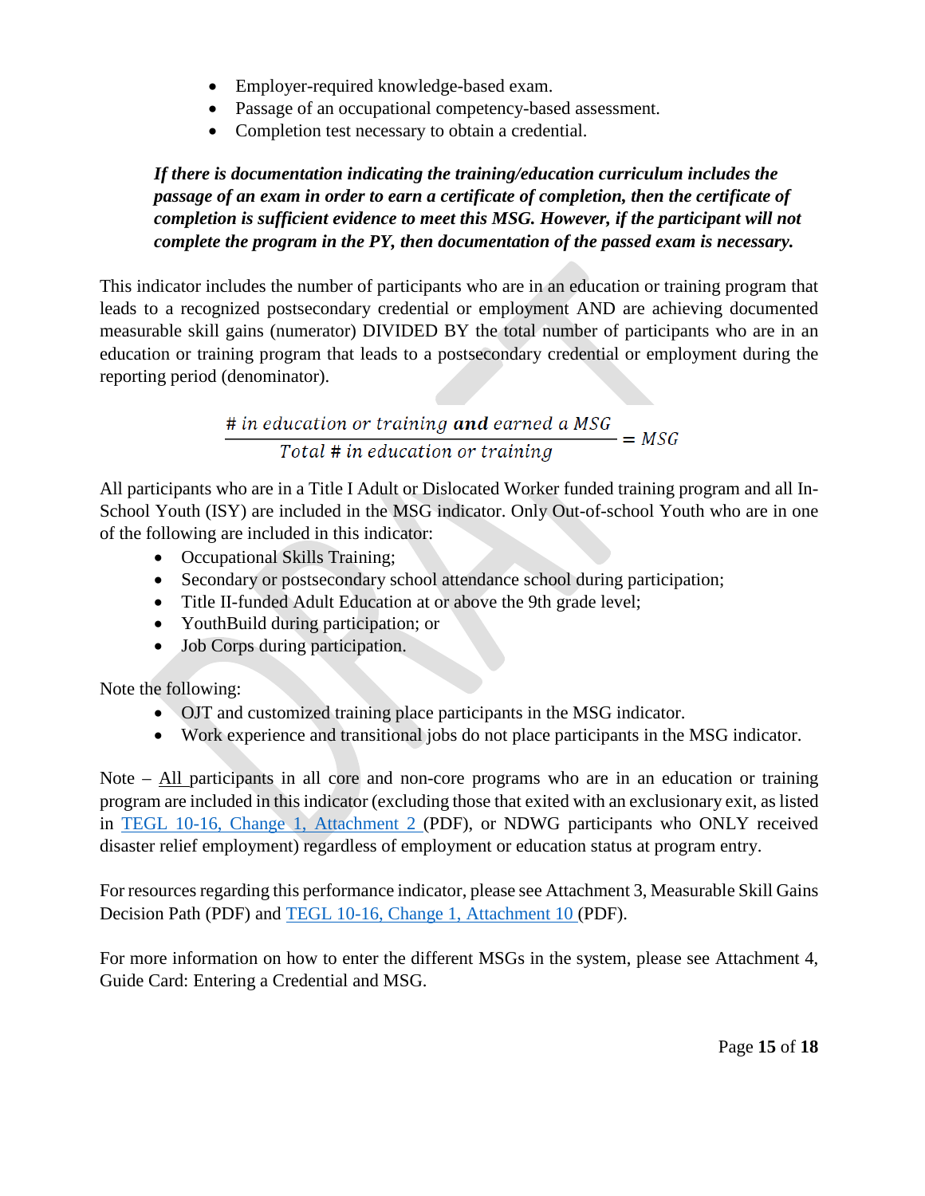- Employer-required knowledge-based exam.
- Passage of an occupational competency-based assessment.
- Completion test necessary to obtain a credential.

***If there is documentation indicating the training/education curriculum includes the passage of an exam in order to earn a certificate of completion, then the certificate of completion is sufficient evidence to meet this MSG. However, if the participant will not complete the program in the PY, then documentation of the passed exam is necessary.***

This indicator includes the number of participants who are in an education or training program that leads to a recognized postsecondary credential or employment AND are achieving documented measurable skill gains (numerator) DIVIDED BY the total number of participants who are in an education or training program that leads to a postsecondary credential or employment during the reporting period (denominator).

$$\frac{\#\ in\ education\ or\ training\ \textbf{and}\ earned\ a\ MSG}{Total\ \#\ in\ education\ or\ training} = MSG$$

All participants who are in a Title I Adult or Dislocated Worker funded training program and all In-School Youth (ISY) are included in the MSG indicator. Only Out-of-school Youth who are in one of the following are included in this indicator:

- Occupational Skills Training;
- Secondary or postsecondary school attendance school during participation;
- Title II-funded Adult Education at or above the 9th grade level;
- YouthBuild during participation; or
- Job Corps during participation.

Note the following:

- OJT and customized training place participants in the MSG indicator.
- Work experience and transitional jobs do not place participants in the MSG indicator.

Note – All participants in all core and non-core programs who are in an education or training program are included in this indicator (excluding those that exited with an exclusionary exit, as listed in TEGL 10-16, Change 1, Attachment 2 (PDF), or NDWG participants who ONLY received disaster relief employment) regardless of employment or education status at program entry.

For resources regarding this performance indicator, please see Attachment 3, Measurable Skill Gains Decision Path (PDF) and TEGL 10-16, Change 1, Attachment 10 (PDF).

For more information on how to enter the different MSGs in the system, please see Attachment 4, Guide Card: Entering a Credential and MSG.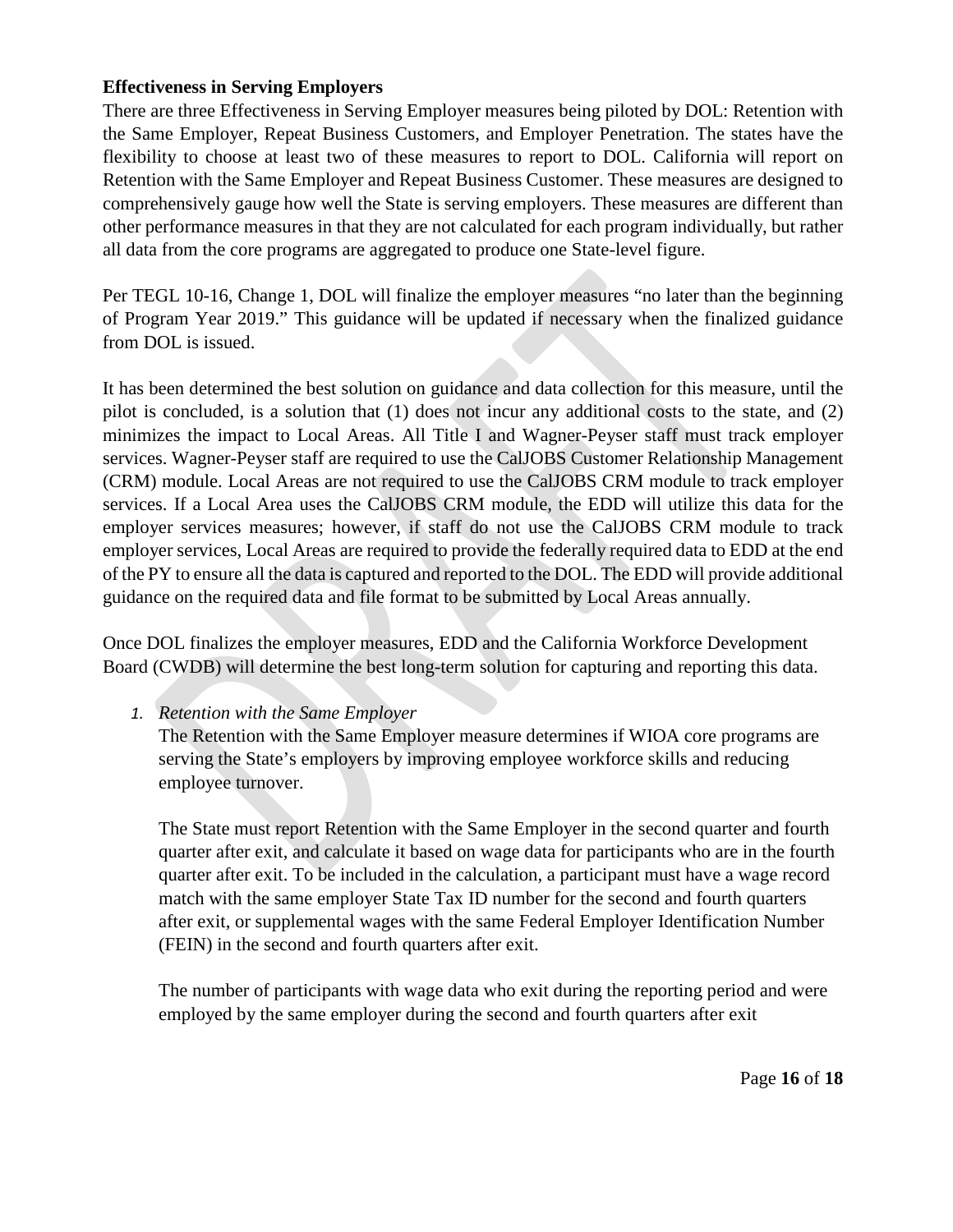**Effectiveness in Serving Employers**

There are three Effectiveness in Serving Employer measures being piloted by DOL: Retention with the Same Employer, Repeat Business Customers, and Employer Penetration. The states have the flexibility to choose at least two of these measures to report to DOL. California will report on Retention with the Same Employer and Repeat Business Customer. These measures are designed to comprehensively gauge how well the State is serving employers. These measures are different than other performance measures in that they are not calculated for each program individually, but rather all data from the core programs are aggregated to produce one State-level figure.

Per TEGL 10-16, Change 1, DOL will finalize the employer measures "no later than the beginning of Program Year 2019." This guidance will be updated if necessary when the finalized guidance from DOL is issued.

It has been determined the best solution on guidance and data collection for this measure, until the pilot is concluded, is a solution that (1) does not incur any additional costs to the state, and (2) minimizes the impact to Local Areas. All Title I and Wagner-Peyser staff must track employer services. Wagner-Peyser staff are required to use the CalJOBS Customer Relationship Management (CRM) module. Local Areas are not required to use the CalJOBS CRM module to track employer services. If a Local Area uses the CalJOBS CRM module, the EDD will utilize this data for the employer services measures; however, if staff do not use the CalJOBS CRM module to track employer services, Local Areas are required to provide the federally required data to EDD at the end of the PY to ensure all the data is captured and reported to the DOL. The EDD will provide additional guidance on the required data and file format to be submitted by Local Areas annually.

Once DOL finalizes the employer measures, EDD and the California Workforce Development Board (CWDB) will determine the best long-term solution for capturing and reporting this data.

1. *Retention with the Same Employer*

   The Retention with the Same Employer measure determines if WIOA core programs are serving the State's employers by improving employee workforce skills and reducing employee turnover.

   The State must report Retention with the Same Employer in the second quarter and fourth quarter after exit, and calculate it based on wage data for participants who are in the fourth quarter after exit. To be included in the calculation, a participant must have a wage record match with the same employer State Tax ID number for the second and fourth quarters after exit, or supplemental wages with the same Federal Employer Identification Number (FEIN) in the second and fourth quarters after exit.

   The number of participants with wage data who exit during the reporting period and were employed by the same employer during the second and fourth quarters after exit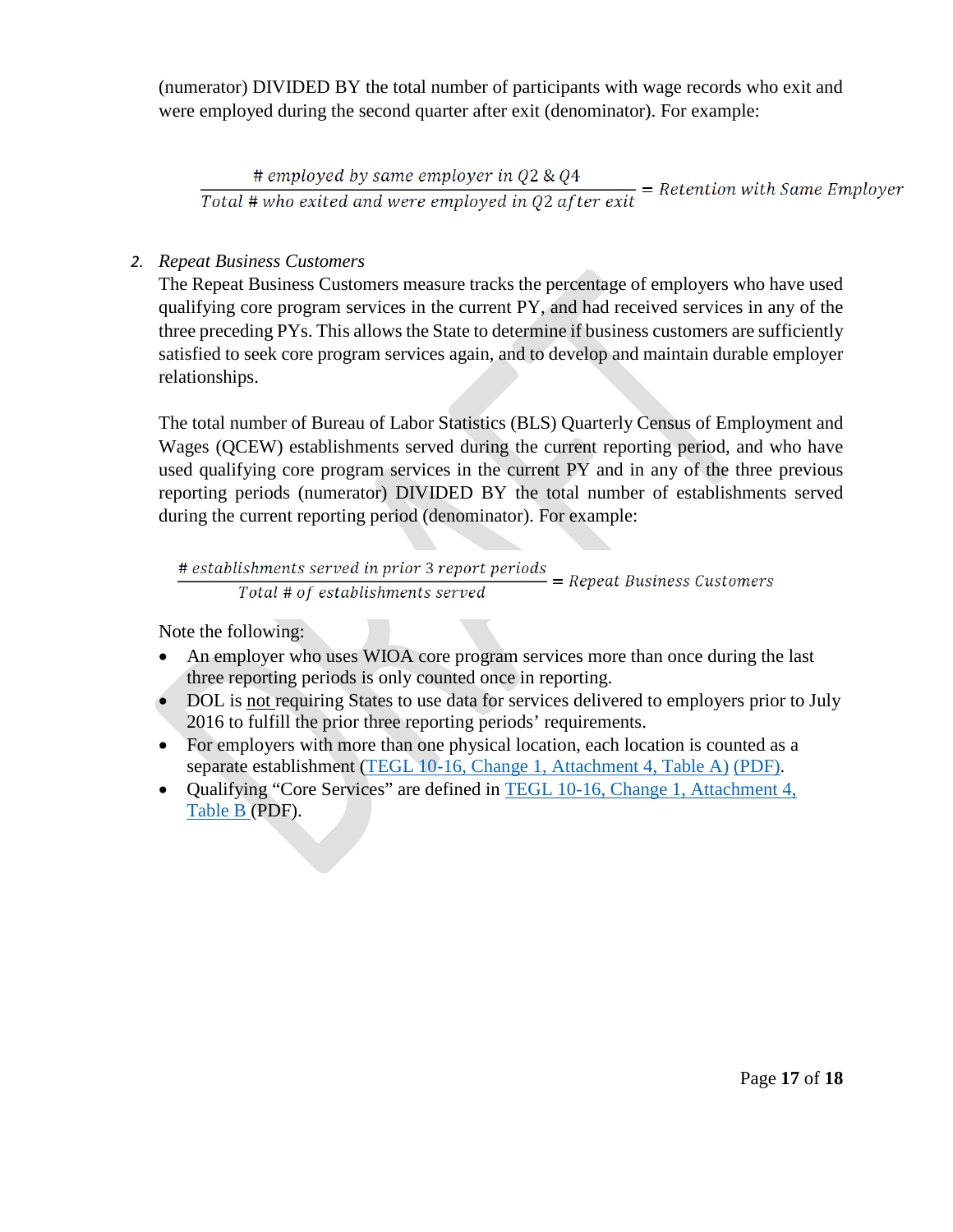(numerator) DIVIDED BY the total number of participants with wage records who exit and were employed during the second quarter after exit (denominator). For example:

$$\frac{\#\ employed\ by\ same\ employer\ in\ Q2\ \&\ Q4}{Total\ \#\ who\ exited\ and\ were\ employed\ in\ Q2\ after\ exit} = Retention\ with\ Same\ Employer$$

2. *Repeat Business Customers*

The Repeat Business Customers measure tracks the percentage of employers who have used qualifying core program services in the current PY, and had received services in any of the three preceding PYs. This allows the State to determine if business customers are sufficiently satisfied to seek core program services again, and to develop and maintain durable employer relationships.

The total number of Bureau of Labor Statistics (BLS) Quarterly Census of Employment and Wages (QCEW) establishments served during the current reporting period, and who have used qualifying core program services in the current PY and in any of the three previous reporting periods (numerator) DIVIDED BY the total number of establishments served during the current reporting period (denominator). For example:

$$\frac{\#\ establishments\ served\ in\ prior\ 3\ report\ periods}{Total\ \#\ of\ establishments\ served} = Repeat\ Business\ Customers$$

Note the following:

- An employer who uses WIOA core program services more than once during the last three reporting periods is only counted once in reporting.
- DOL is not requiring States to use data for services delivered to employers prior to July 2016 to fulfill the prior three reporting periods' requirements.
- For employers with more than one physical location, each location is counted as a separate establishment (TEGL 10-16, Change 1, Attachment 4, Table A) (PDF).
- Qualifying "Core Services" are defined in TEGL 10-16, Change 1, Attachment 4, Table B (PDF).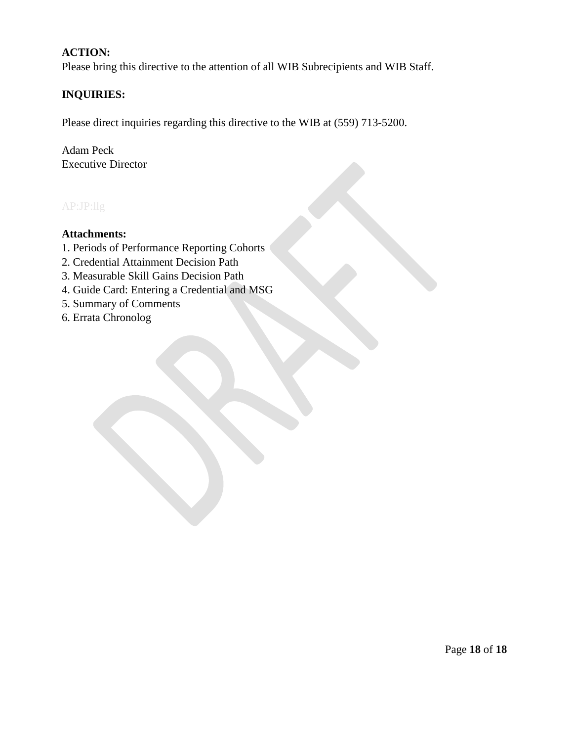**ACTION:**
Please bring this directive to the attention of all WIB Subrecipients and WIB Staff.

**INQUIRIES:**

Please direct inquiries regarding this directive to the WIB at (559) 713-5200.

Adam Peck
Executive Director

AP:JP:llg

**Attachments:**
1. Periods of Performance Reporting Cohorts
2. Credential Attainment Decision Path
3. Measurable Skill Gains Decision Path
4. Guide Card: Entering a Credential and MSG
5. Summary of Comments
6. Errata Chronolog